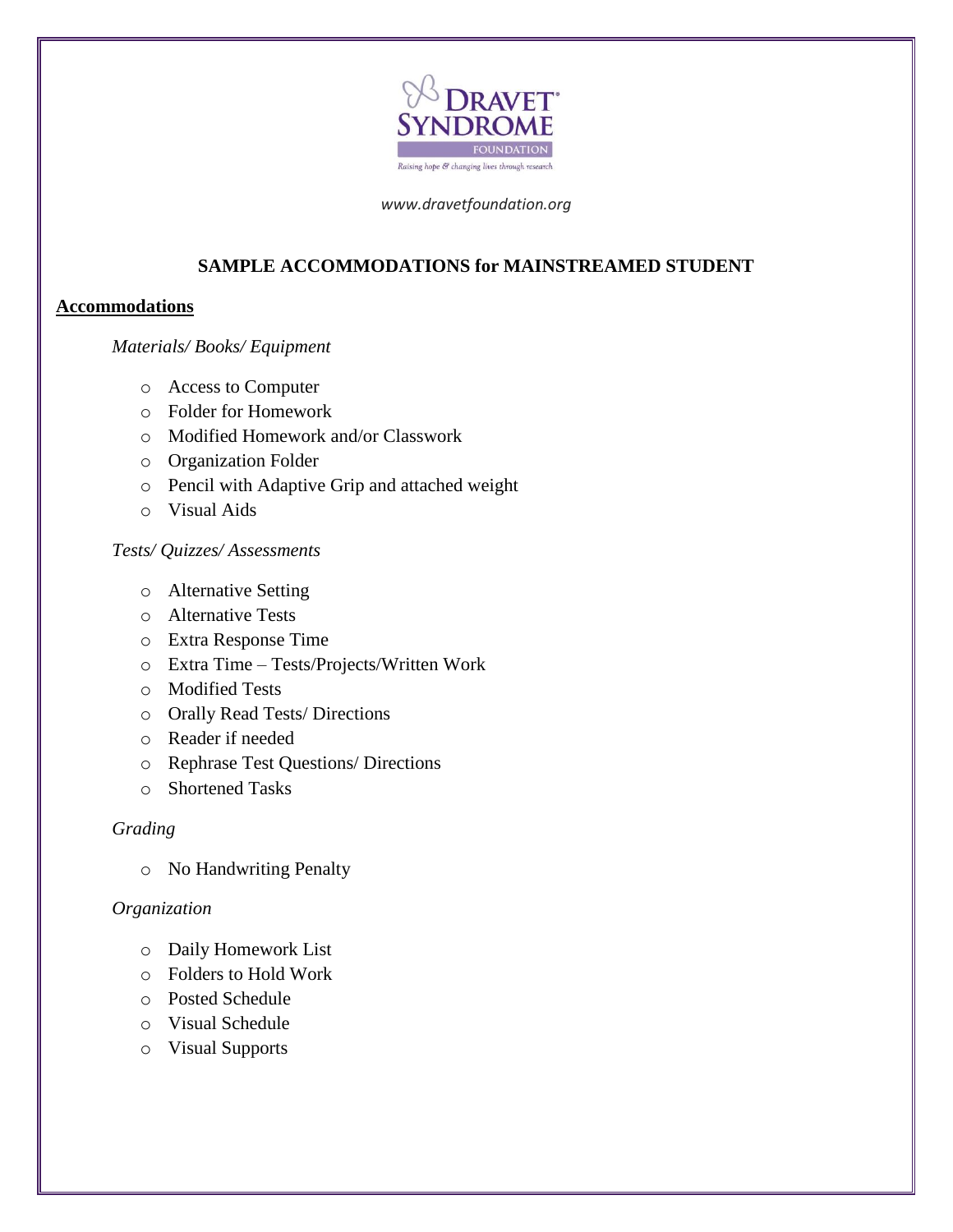www.dravetfoundation.org

## SAMPLE ACCOMMODATIONS for MAINSTREAMED STUDENT

### Accommodations

*Materials/ Books/ Equipment*

- Access to Computer
- Folder for Homework
- Modified Homework and/or Classwork
- Organization Folder
- Pencil with Adaptive Grip and attached weight
- Visual Aids

*Tests/ Quizzes/ Assessments*

- Alternative Setting
- Alternative Tests
- Extra Response Time
- Extra Time – Tests/Projects/Written Work
- Modified Tests
- Orally Read Tests/ Directions
- Reader if needed
- Rephrase Test Questions/ Directions
- Shortened Tasks

*Grading*

- No Handwriting Penalty

*Organization*

- Daily Homework List
- Folders to Hold Work
- Posted Schedule
- Visual Schedule
- Visual Supports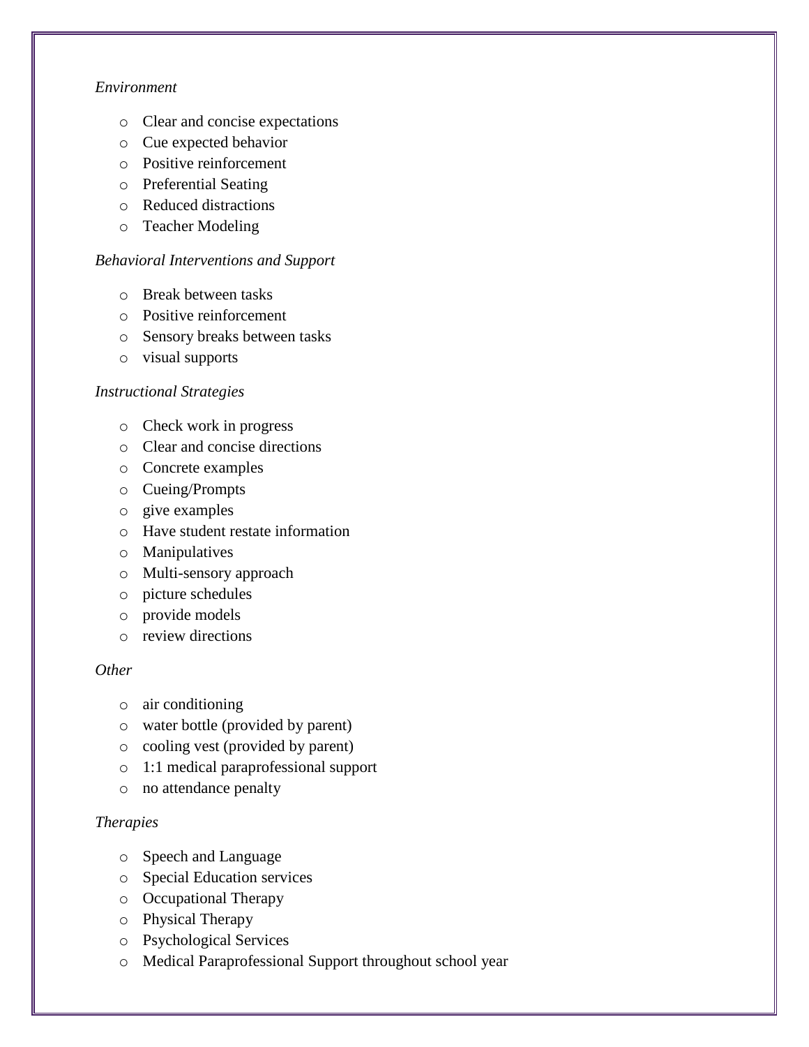*Environment*

- Clear and concise expectations
- Cue expected behavior
- Positive reinforcement
- Preferential Seating
- Reduced distractions
- Teacher Modeling

*Behavioral Interventions and Support*

- Break between tasks
- Positive reinforcement
- Sensory breaks between tasks
- visual supports

*Instructional Strategies*

- Check work in progress
- Clear and concise directions
- Concrete examples
- Cueing/Prompts
- give examples
- Have student restate information
- Manipulatives
- Multi-sensory approach
- picture schedules
- provide models
- review directions

*Other*

- air conditioning
- water bottle (provided by parent)
- cooling vest (provided by parent)
- 1:1 medical paraprofessional support
- no attendance penalty

*Therapies*

- Speech and Language
- Special Education services
- Occupational Therapy
- Physical Therapy
- Psychological Services
- Medical Paraprofessional Support throughout school year